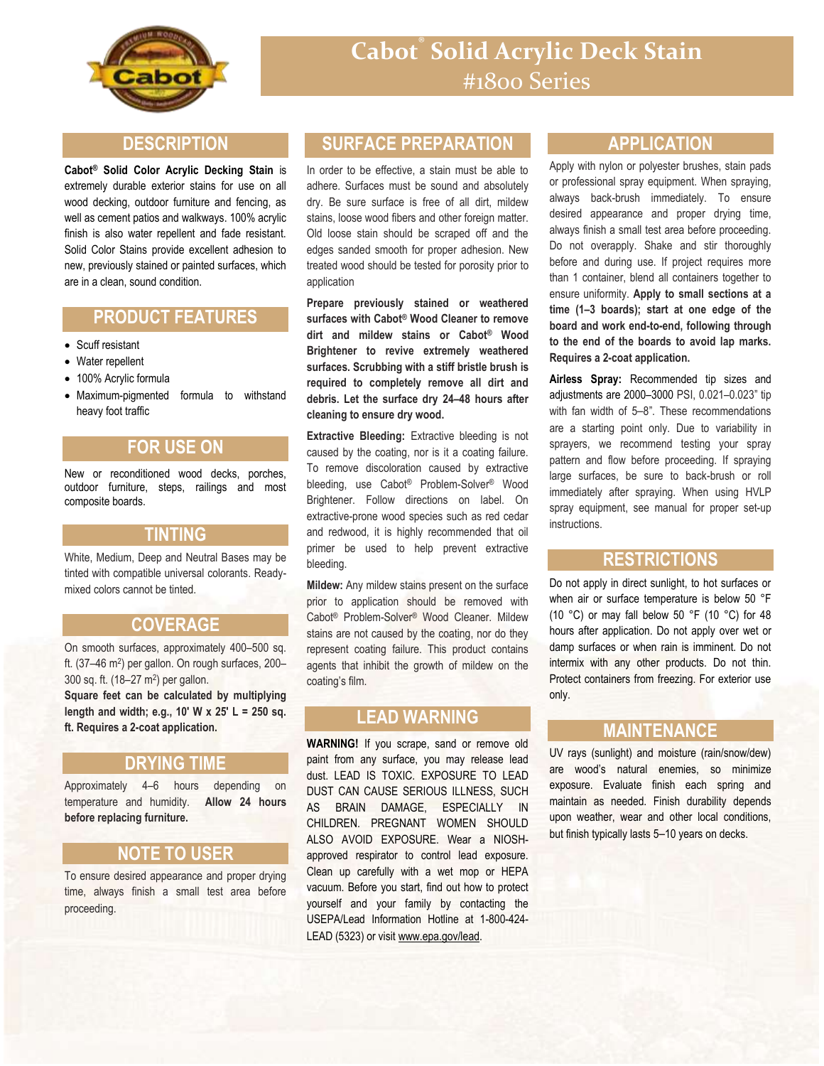# Cabot® Solid Acrylic Deck Stain
## #1800 Series

## DESCRIPTION

**Cabot® Solid Color Acrylic Decking Stain** is extremely durable exterior stains for use on all wood decking, outdoor furniture and fencing, as well as cement patios and walkways. 100% acrylic finish is also water repellent and fade resistant. Solid Color Stains provide excellent adhesion to new, previously stained or painted surfaces, which are in a clean, sound condition.

## PRODUCT FEATURES

- Scuff resistant
- Water repellent
- 100% Acrylic formula
- Maximum-pigmented formula to withstand heavy foot traffic

## FOR USE ON

New or reconditioned wood decks, porches, outdoor furniture, steps, railings and most composite boards.

## TINTING

White, Medium, Deep and Neutral Bases may be tinted with compatible universal colorants. Ready-mixed colors cannot be tinted.

## COVERAGE

On smooth surfaces, approximately 400–500 sq. ft. (37–46 m$^2$) per gallon. On rough surfaces, 200–300 sq. ft. (18–27 m$^2$) per gallon.

**Square feet can be calculated by multiplying length and width; e.g., 10' W x 25' L = 250 sq. ft. Requires a 2-coat application.**

## DRYING TIME

Approximately 4–6 hours depending on temperature and humidity. **Allow 24 hours before replacing furniture.**

## NOTE TO USER

To ensure desired appearance and proper drying time, always finish a small test area before proceeding.

## SURFACE PREPARATION

In order to be effective, a stain must be able to adhere. Surfaces must be sound and absolutely dry. Be sure surface is free of all dirt, mildew stains, loose wood fibers and other foreign matter. Old loose stain should be scraped off and the edges sanded smooth for proper adhesion. New treated wood should be tested for porosity prior to application

**Prepare previously stained or weathered surfaces with Cabot® Wood Cleaner to remove dirt and mildew stains or Cabot® Wood Brightener to revive extremely weathered surfaces. Scrubbing with a stiff bristle brush is required to completely remove all dirt and debris. Let the surface dry 24–48 hours after cleaning to ensure dry wood.**

**Extractive Bleeding:** Extractive bleeding is not caused by the coating, nor is it a coating failure. To remove discoloration caused by extractive bleeding, use Cabot® Problem-Solver® Wood Brightener. Follow directions on label. On extractive-prone wood species such as red cedar and redwood, it is highly recommended that oil primer be used to help prevent extractive bleeding.

**Mildew:** Any mildew stains present on the surface prior to application should be removed with Cabot® Problem-Solver® Wood Cleaner. Mildew stains are not caused by the coating, nor do they represent coating failure. This product contains agents that inhibit the growth of mildew on the coating's film.

## LEAD WARNING

**WARNING!** If you scrape, sand or remove old paint from any surface, you may release lead dust. LEAD IS TOXIC. EXPOSURE TO LEAD DUST CAN CAUSE SERIOUS ILLNESS, SUCH AS BRAIN DAMAGE, ESPECIALLY IN CHILDREN. PREGNANT WOMEN SHOULD ALSO AVOID EXPOSURE. Wear a NIOSH-approved respirator to control lead exposure. Clean up carefully with a wet mop or HEPA vacuum. Before you start, find out how to protect yourself and your family by contacting the USEPA/Lead Information Hotline at 1-800-424-LEAD (5323) or visit www.epa.gov/lead.

## APPLICATION

Apply with nylon or polyester brushes, stain pads or professional spray equipment. When spraying, always back-brush immediately. To ensure desired appearance and proper drying time, always finish a small test area before proceeding. Do not overapply. Shake and stir thoroughly before and during use. If project requires more than 1 container, blend all containers together to ensure uniformity. **Apply to small sections at a time (1–3 boards); start at one edge of the board and work end-to-end, following through to the end of the boards to avoid lap marks. Requires a 2-coat application.**

**Airless Spray:** Recommended tip sizes and adjustments are 2000–3000 PSI, 0.021–0.023" tip with fan width of 5–8". These recommendations are a starting point only. Due to variability in sprayers, we recommend testing your spray pattern and flow before proceeding. If spraying large surfaces, be sure to back-brush or roll immediately after spraying. When using HVLP spray equipment, see manual for proper set-up instructions.

## RESTRICTIONS

Do not apply in direct sunlight, to hot surfaces or when air or surface temperature is below 50 °F (10 °C) or may fall below 50 °F (10 °C) for 48 hours after application. Do not apply over wet or damp surfaces or when rain is imminent. Do not intermix with any other products. Do not thin. Protect containers from freezing. For exterior use only.

## MAINTENANCE

UV rays (sunlight) and moisture (rain/snow/dew) are wood's natural enemies, so minimize exposure. Evaluate finish each spring and maintain as needed. Finish durability depends upon weather, wear and other local conditions, but finish typically lasts 5–10 years on decks.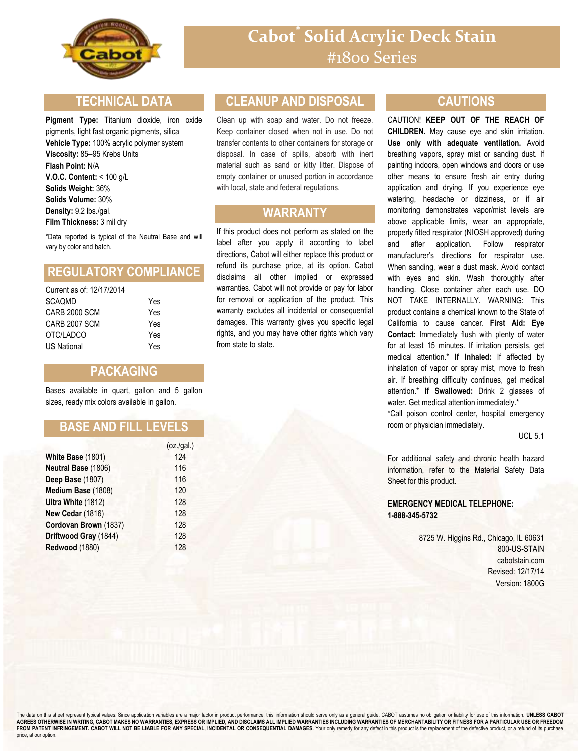# Cabot® Solid Acrylic Deck Stain
## #1800 Series

## TECHNICAL DATA

**Pigment Type:** Titanium dioxide, iron oxide pigments, light fast organic pigments, silica
**Vehicle Type:** 100% acrylic polymer system
**Viscosity:** 85–95 Krebs Units
**Flash Point:** N/A
**V.O.C. Content:** < 100 g/L
**Solids Weight:** 36%
**Solids Volume:** 30%
**Density:** 9.2 lbs./gal.
**Film Thickness:** 3 mil dry

*Data reported is typical of the Neutral Base and will vary by color and batch.

## REGULATORY COMPLIANCE

Current as of: 12/17/2014

| | |
|---|---|
| SCAQMD | Yes |
| CARB 2000 SCM | Yes |
| CARB 2007 SCM | Yes |
| OTC/LADCO | Yes |
| US National | Yes |

## PACKAGING

Bases available in quart, gallon and 5 gallon sizes, ready mix colors available in gallon.

## BASE AND FILL LEVELS

| | (oz./gal.) |
|---|---|
| **White Base** (1801) | 124 |
| **Neutral Base** (1806) | 116 |
| **Deep Base** (1807) | 116 |
| **Medium Base** (1808) | 120 |
| **Ultra White** (1812) | 128 |
| **New Cedar** (1816) | 128 |
| **Cordovan Brown** (1837) | 128 |
| **Driftwood Gray** (1844) | 128 |
| **Redwood** (1880) | 128 |

## CLEANUP AND DISPOSAL

Clean up with soap and water. Do not freeze. Keep container closed when not in use. Do not transfer contents to other containers for storage or disposal. In case of spills, absorb with inert material such as sand or kitty litter. Dispose of empty container or unused portion in accordance with local, state and federal regulations.

## WARRANTY

If this product does not perform as stated on the label after you apply it according to label directions, Cabot will either replace this product or refund its purchase price, at its option. Cabot disclaims all other implied or expressed warranties. Cabot will not provide or pay for labor for removal or application of the product. This warranty excludes all incidental or consequential damages. This warranty gives you specific legal rights, and you may have other rights which vary from state to state.

## CAUTIONS

CAUTION! **KEEP OUT OF THE REACH OF CHILDREN.** May cause eye and skin irritation. **Use only with adequate ventilation.** Avoid breathing vapors, spray mist or sanding dust. If painting indoors, open windows and doors or use other means to ensure fresh air entry during application and drying. If you experience eye watering, headache or dizziness, or if air monitoring demonstrates vapor/mist levels are above applicable limits, wear an appropriate, properly fitted respirator (NIOSH approved) during and after application. Follow respirator manufacturer's directions for respirator use. When sanding, wear a dust mask. Avoid contact with eyes and skin. Wash thoroughly after handling. Close container after each use. DO NOT TAKE INTERNALLY. WARNING: This product contains a chemical known to the State of California to cause cancer. **First Aid: Eye Contact:** Immediately flush with plenty of water for at least 15 minutes. If irritation persists, get medical attention.* **If Inhaled:** If affected by inhalation of vapor or spray mist, move to fresh air. If breathing difficulty continues, get medical attention.* **If Swallowed:** Drink 2 glasses of water. Get medical attention immediately.*
*Call poison control center, hospital emergency room or physician immediately.

UCL 5.1

For additional safety and chronic health hazard information, refer to the Material Safety Data Sheet for this product.

**EMERGENCY MEDICAL TELEPHONE: 1-888-345-5732**

8725 W. Higgins Rd., Chicago, IL 60631
800-US-STAIN
cabotstain.com
Revised: 12/17/14
Version: 1800G

The data on this sheet represent typical values. Since application variables are a major factor in product performance, this information should serve only as a general guide. CABOT assumes no obligation or liability for use of this information. **UNLESS CABOT AGREES OTHERWISE IN WRITING, CABOT MAKES NO WARRANTIES, EXPRESS OR IMPLIED, AND DISCLAIMS ALL IMPLIED WARRANTIES INCLUDING WARRANTIES OF MERCHANTABILITY OR FITNESS FOR A PARTICULAR USE OR FREEDOM FROM PATENT INFRINGEMENT. CABOT WILL NOT BE LIABLE FOR ANY SPECIAL, INCIDENTAL OR CONSEQUENTIAL DAMAGES.** Your only remedy for any defect in this product is the replacement of the defective product, or a refund of its purchase price, at our option.